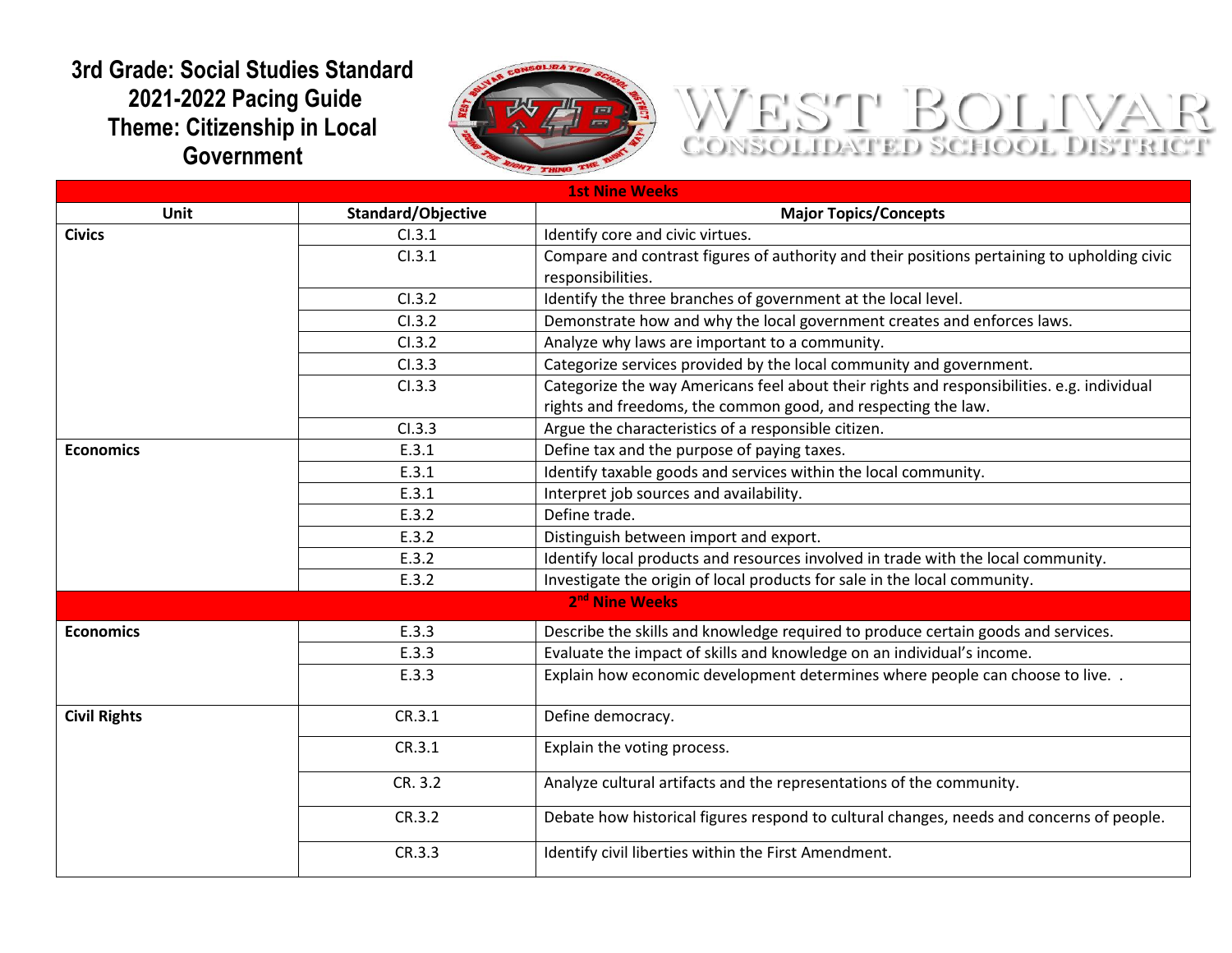# 3rd Grade: Social Studies Standard 2021-2022 Pacing Guide Theme: Citizenship in Local Government

WEST BOLIVAR CONSOLIDATED SCHOOL DISTRICT

| 1st Nine Weeks | | |
|---|---|---|
| **Unit** | **Standard/Objective** | **Major Topics/Concepts** |
| **Civics** | CI.3.1 | Identify core and civic virtues. |
| | CI.3.1 | Compare and contrast figures of authority and their positions pertaining to upholding civic responsibilities. |
| | CI.3.2 | Identify the three branches of government at the local level. |
| | CI.3.2 | Demonstrate how and why the local government creates and enforces laws. |
| | CI.3.2 | Analyze why laws are important to a community. |
| | CI.3.3 | Categorize services provided by the local community and government. |
| | CI.3.3 | Categorize the way Americans feel about their rights and responsibilities. e.g. individual rights and freedoms, the common good, and respecting the law. |
| | CI.3.3 | Argue the characteristics of a responsible citizen. |
| **Economics** | E.3.1 | Define tax and the purpose of paying taxes. |
| | E.3.1 | Identify taxable goods and services within the local community. |
| | E.3.1 | Interpret job sources and availability. |
| | E.3.2 | Define trade. |
| | E.3.2 | Distinguish between import and export. |
| | E.3.2 | Identify local products and resources involved in trade with the local community. |
| | E.3.2 | Investigate the origin of local products for sale in the local community. |
| **2nd Nine Weeks** | | |
| **Economics** | E.3.3 | Describe the skills and knowledge required to produce certain goods and services. |
| | E.3.3 | Evaluate the impact of skills and knowledge on an individual's income. |
| | E.3.3 | Explain how economic development determines where people can choose to live. . |
| **Civil Rights** | CR.3.1 | Define democracy. |
| | CR.3.1 | Explain the voting process. |
| | CR. 3.2 | Analyze cultural artifacts and the representations of the community. |
| | CR.3.2 | Debate how historical figures respond to cultural changes, needs and concerns of people. |
| | CR.3.3 | Identify civil liberties within the First Amendment. |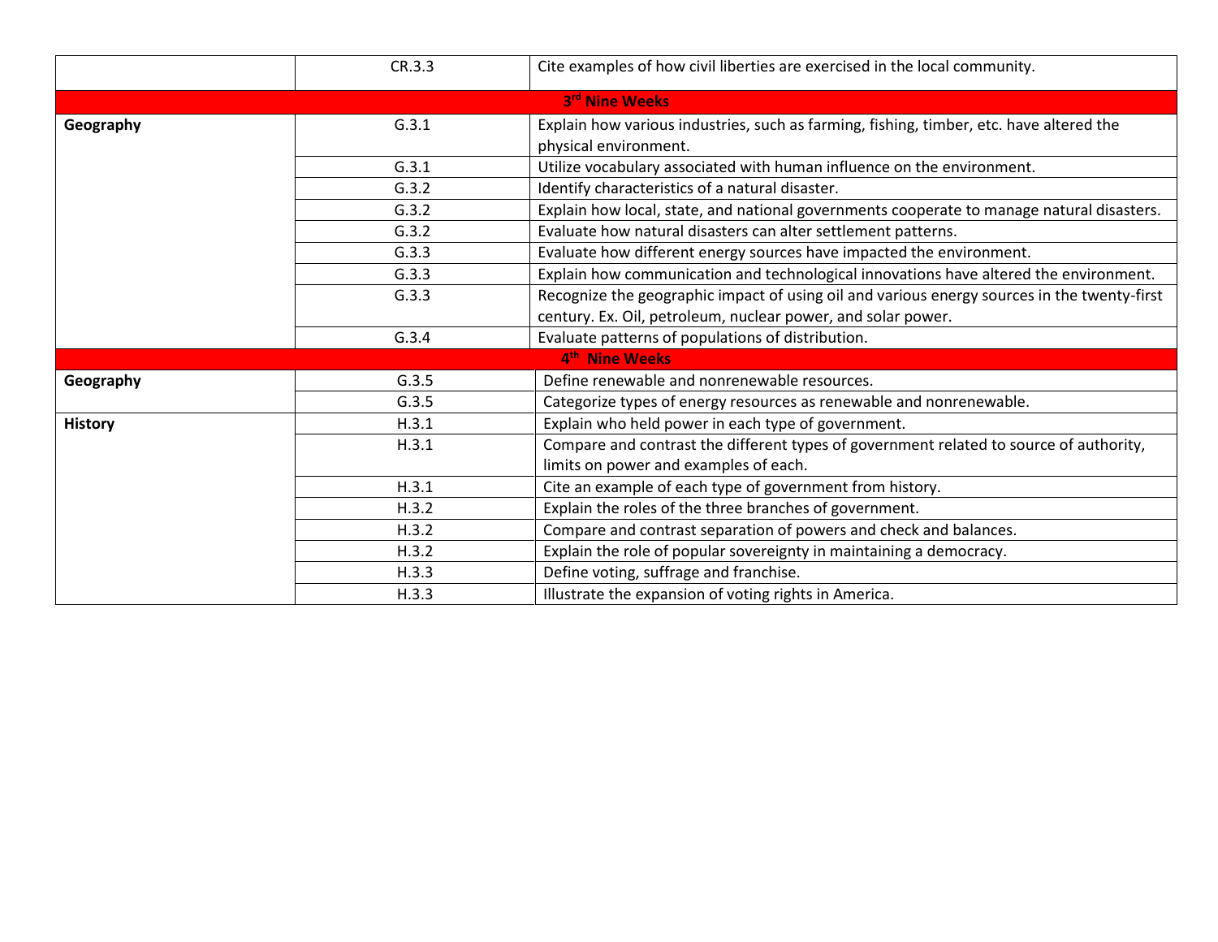| | | |
|---|---|---|
| | CR.3.3 | Cite examples of how civil liberties are exercised in the local community. |
| **3rd Nine Weeks** | | |
| **Geography** | G.3.1 | Explain how various industries, such as farming, fishing, timber, etc. have altered the physical environment. |
| | G.3.1 | Utilize vocabulary associated with human influence on the environment. |
| | G.3.2 | Identify characteristics of a natural disaster. |
| | G.3.2 | Explain how local, state, and national governments cooperate to manage natural disasters. |
| | G.3.2 | Evaluate how natural disasters can alter settlement patterns. |
| | G.3.3 | Evaluate how different energy sources have impacted the environment. |
| | G.3.3 | Explain how communication and technological innovations have altered the environment. |
| | G.3.3 | Recognize the geographic impact of using oil and various energy sources in the twenty-first century. Ex. Oil, petroleum, nuclear power, and solar power. |
| | G.3.4 | Evaluate patterns of populations of distribution. |
| **4th Nine Weeks** | | |
| **Geography** | G.3.5 | Define renewable and nonrenewable resources. |
| | G.3.5 | Categorize types of energy resources as renewable and nonrenewable. |
| **History** | H.3.1 | Explain who held power in each type of government. |
| | H.3.1 | Compare and contrast the different types of government related to source of authority, limits on power and examples of each. |
| | H.3.1 | Cite an example of each type of government from history. |
| | H.3.2 | Explain the roles of the three branches of government. |
| | H.3.2 | Compare and contrast separation of powers and check and balances. |
| | H.3.2 | Explain the role of popular sovereignty in maintaining a democracy. |
| | H.3.3 | Define voting, suffrage and franchise. |
| | H.3.3 | Illustrate the expansion of voting rights in America. |